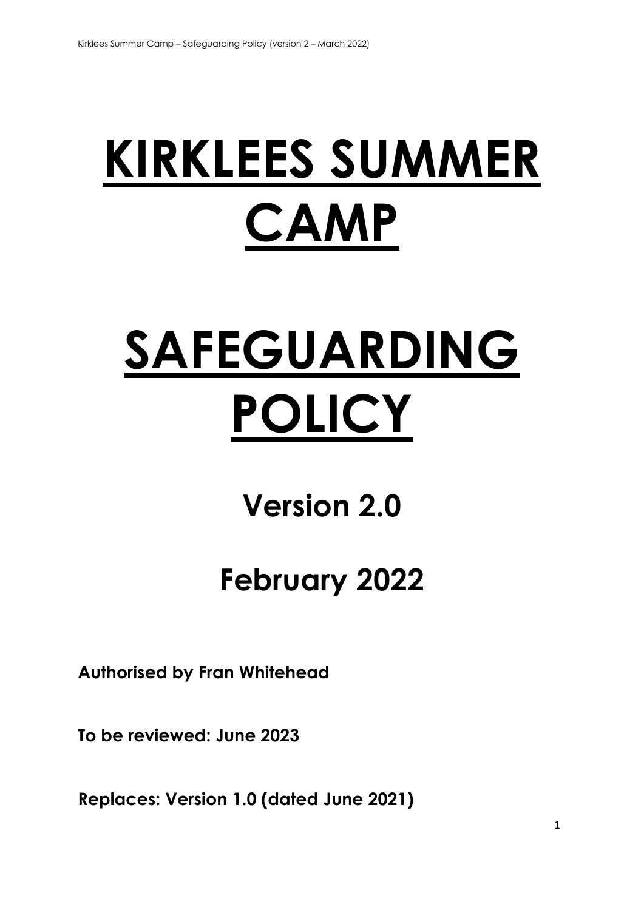# KIRKLEES SUMMER CAMP

# SAFEGUARDING POLICY

## Version 2.0

## February 2022

**Authorised by Fran Whitehead**

**To be reviewed: June 2023**

**Replaces: Version 1.0 (dated June 2021)**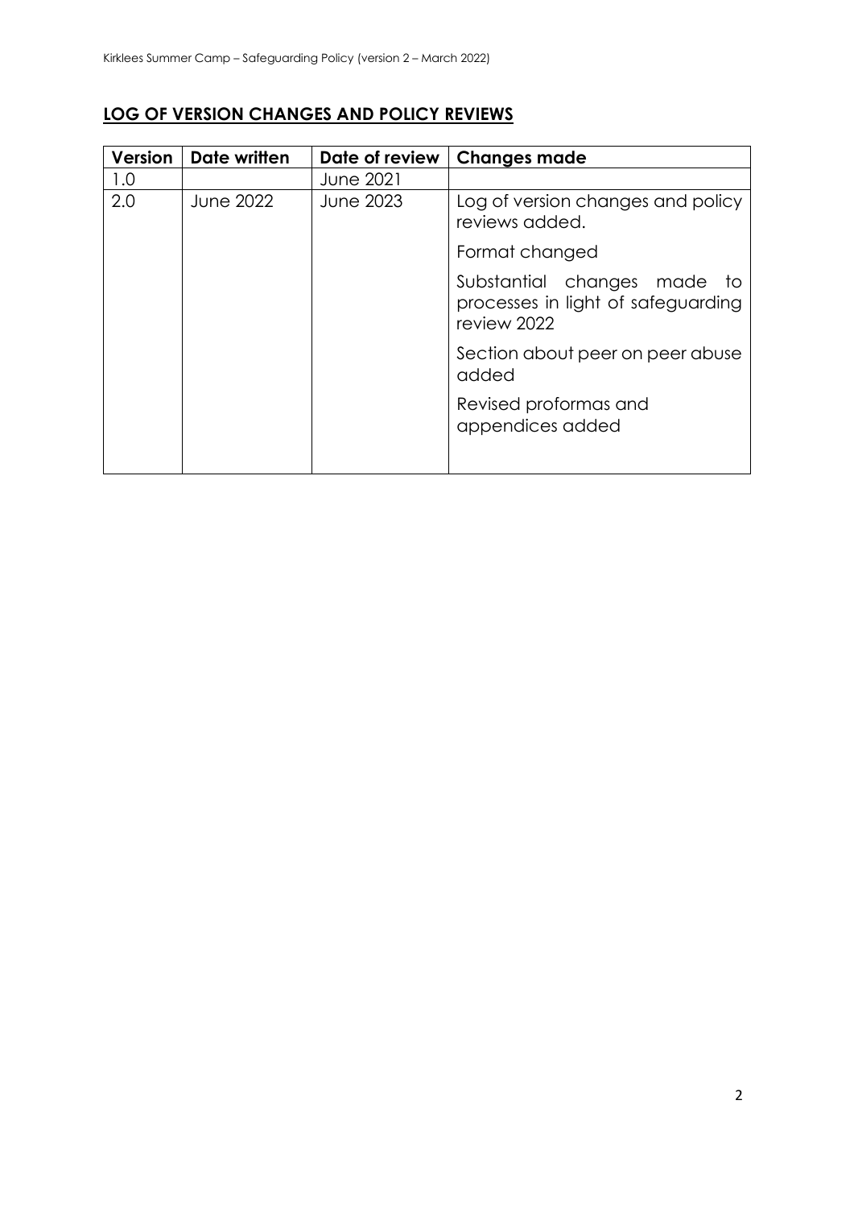## LOG OF VERSION CHANGES AND POLICY REVIEWS

| Version | Date written | Date of review | Changes made |
|---|---|---|---|
| 1.0 | | June 2021 | |
| 2.0 | June 2022 | June 2023 | Log of version changes and policy reviews added.<br><br>Format changed<br><br>Substantial changes made to processes in light of safeguarding review 2022<br><br>Section about peer on peer abuse added<br><br>Revised proformas and appendices added |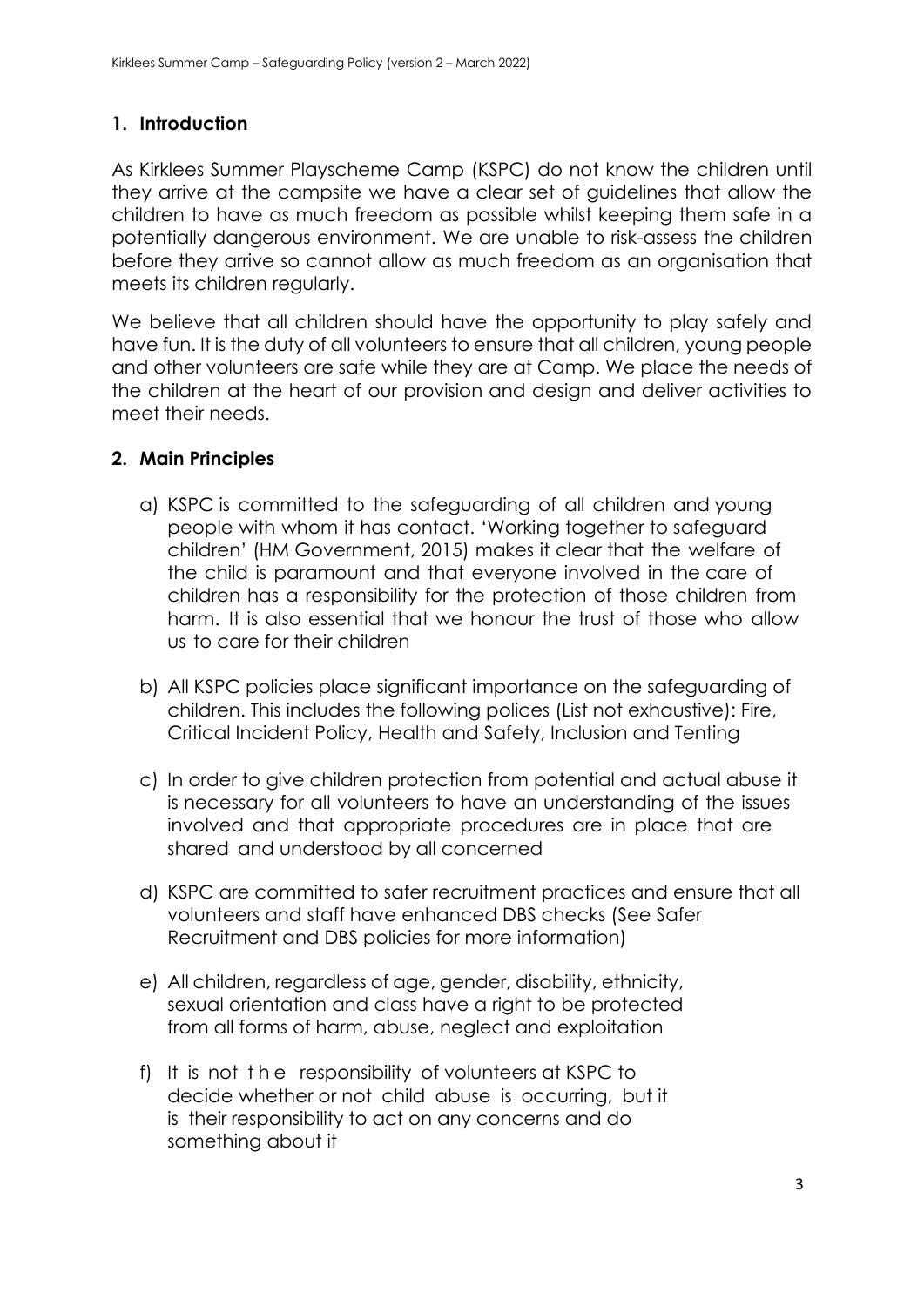## 1. Introduction

As Kirklees Summer Playscheme Camp (KSPC) do not know the children until they arrive at the campsite we have a clear set of guidelines that allow the children to have as much freedom as possible whilst keeping them safe in a potentially dangerous environment. We are unable to risk-assess the children before they arrive so cannot allow as much freedom as an organisation that meets its children regularly.

We believe that all children should have the opportunity to play safely and have fun. It is the duty of all volunteers to ensure that all children, young people and other volunteers are safe while they are at Camp. We place the needs of the children at the heart of our provision and design and deliver activities to meet their needs.

## 2. Main Principles

a) KSPC is committed to the safeguarding of all children and young people with whom it has contact. 'Working together to safeguard children' (HM Government, 2015) makes it clear that the welfare of the child is paramount and that everyone involved in the care of children has a responsibility for the protection of those children from harm. It is also essential that we honour the trust of those who allow us to care for their children

b) All KSPC policies place significant importance on the safeguarding of children. This includes the following polices (List not exhaustive): Fire, Critical Incident Policy, Health and Safety, Inclusion and Tenting

c) In order to give children protection from potential and actual abuse it is necessary for all volunteers to have an understanding of the issues involved and that appropriate procedures are in place that are shared and understood by all concerned

d) KSPC are committed to safer recruitment practices and ensure that all volunteers and staff have enhanced DBS checks (See Safer Recruitment and DBS policies for more information)

e) All children, regardless of age, gender, disability, ethnicity, sexual orientation and class have a right to be protected from all forms of harm, abuse, neglect and exploitation

f) It is not the responsibility of volunteers at KSPC to decide whether or not child abuse is occurring, but it is their responsibility to act on any concerns and do something about it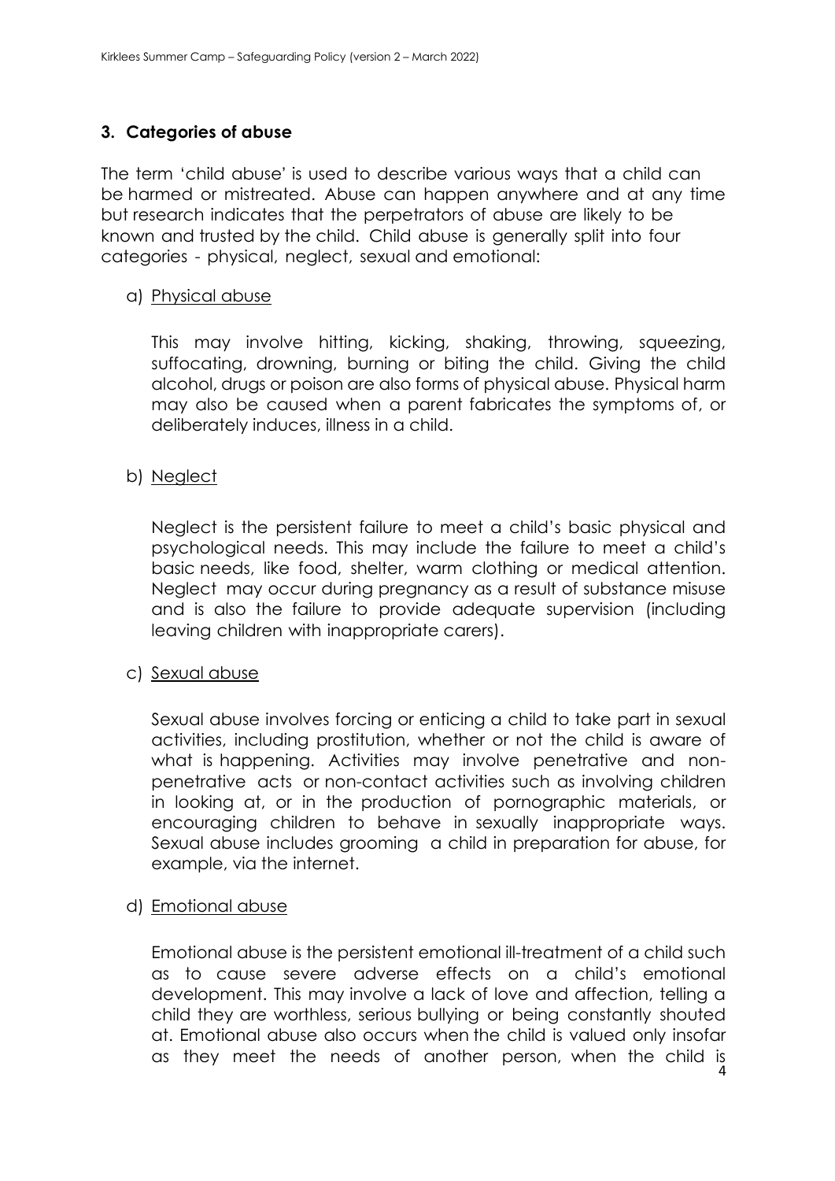## 3. Categories of abuse

The term 'child abuse' is used to describe various ways that a child can be harmed or mistreated. Abuse can happen anywhere and at any time but research indicates that the perpetrators of abuse are likely to be known and trusted by the child. Child abuse is generally split into four categories - physical, neglect, sexual and emotional:

a) Physical abuse

This may involve hitting, kicking, shaking, throwing, squeezing, suffocating, drowning, burning or biting the child. Giving the child alcohol, drugs or poison are also forms of physical abuse. Physical harm may also be caused when a parent fabricates the symptoms of, or deliberately induces, illness in a child.

b) Neglect

Neglect is the persistent failure to meet a child's basic physical and psychological needs. This may include the failure to meet a child's basic needs, like food, shelter, warm clothing or medical attention. Neglect may occur during pregnancy as a result of substance misuse and is also the failure to provide adequate supervision (including leaving children with inappropriate carers).

c) Sexual abuse

Sexual abuse involves forcing or enticing a child to take part in sexual activities, including prostitution, whether or not the child is aware of what is happening. Activities may involve penetrative and non-penetrative acts or non-contact activities such as involving children in looking at, or in the production of pornographic materials, or encouraging children to behave in sexually inappropriate ways. Sexual abuse includes grooming a child in preparation for abuse, for example, via the internet.

d) Emotional abuse

Emotional abuse is the persistent emotional ill-treatment of a child such as to cause severe adverse effects on a child's emotional development. This may involve a lack of love and affection, telling a child they are worthless, serious bullying or being constantly shouted at. Emotional abuse also occurs when the child is valued only insofar as they meet the needs of another person, when the child is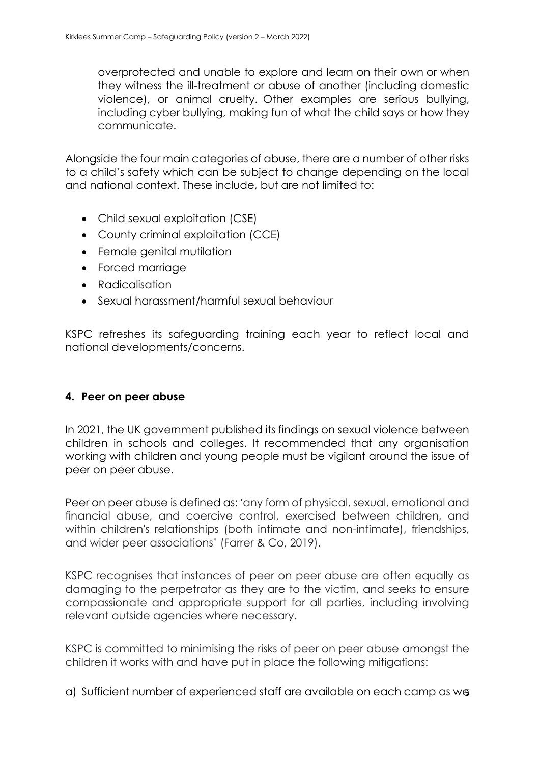overprotected and unable to explore and learn on their own or when they witness the ill-treatment or abuse of another (including domestic violence), or animal cruelty. Other examples are serious bullying, including cyber bullying, making fun of what the child says or how they communicate.

Alongside the four main categories of abuse, there are a number of other risks to a child's safety which can be subject to change depending on the local and national context. These include, but are not limited to:

- Child sexual exploitation (CSE)
- County criminal exploitation (CCE)
- Female genital mutilation
- Forced marriage
- Radicalisation
- Sexual harassment/harmful sexual behaviour

KSPC refreshes its safeguarding training each year to reflect local and national developments/concerns.

## 4. Peer on peer abuse

In 2021, the UK government published its findings on sexual violence between children in schools and colleges. It recommended that any organisation working with children and young people must be vigilant around the issue of peer on peer abuse.

Peer on peer abuse is defined as: 'any form of physical, sexual, emotional and financial abuse, and coercive control, exercised between children, and within children's relationships (both intimate and non-intimate), friendships, and wider peer associations' (Farrer & Co, 2019).

KSPC recognises that instances of peer on peer abuse are often equally as damaging to the perpetrator as they are to the victim, and seeks to ensure compassionate and appropriate support for all parties, including involving relevant outside agencies where necessary.

KSPC is committed to minimising the risks of peer on peer abuse amongst the children it works with and have put in place the following mitigations:

a) Sufficient number of experienced staff are available on each camp as we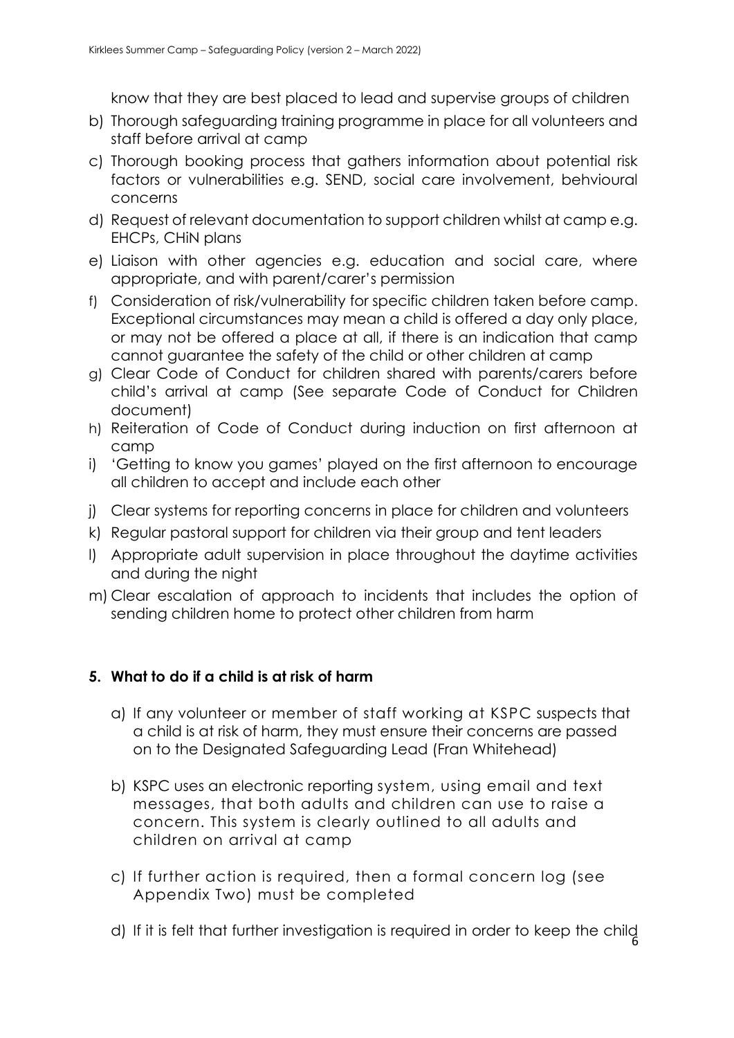know that they are best placed to lead and supervise groups of children

b) Thorough safeguarding training programme in place for all volunteers and staff before arrival at camp
c) Thorough booking process that gathers information about potential risk factors or vulnerabilities e.g. SEND, social care involvement, behvioural concerns
d) Request of relevant documentation to support children whilst at camp e.g. EHCPs, CHiN plans
e) Liaison with other agencies e.g. education and social care, where appropriate, and with parent/carer's permission
f) Consideration of risk/vulnerability for specific children taken before camp. Exceptional circumstances may mean a child is offered a day only place, or may not be offered a place at all, if there is an indication that camp cannot guarantee the safety of the child or other children at camp
g) Clear Code of Conduct for children shared with parents/carers before child's arrival at camp (See separate Code of Conduct for Children document)
h) Reiteration of Code of Conduct during induction on first afternoon at camp
i) 'Getting to know you games' played on the first afternoon to encourage all children to accept and include each other
j) Clear systems for reporting concerns in place for children and volunteers
k) Regular pastoral support for children via their group and tent leaders
l) Appropriate adult supervision in place throughout the daytime activities and during the night
m) Clear escalation of approach to incidents that includes the option of sending children home to protect other children from harm

## 5. What to do if a child is at risk of harm

a) If any volunteer or member of staff working at KSPC suspects that a child is at risk of harm, they must ensure their concerns are passed on to the Designated Safeguarding Lead (Fran Whitehead)

b) KSPC uses an electronic reporting system, using email and text messages, that both adults and children can use to raise a concern. This system is clearly outlined to all adults and children on arrival at camp

c) If further action is required, then a formal concern log (see Appendix Two) must be completed

d) If it is felt that further investigation is required in order to keep the child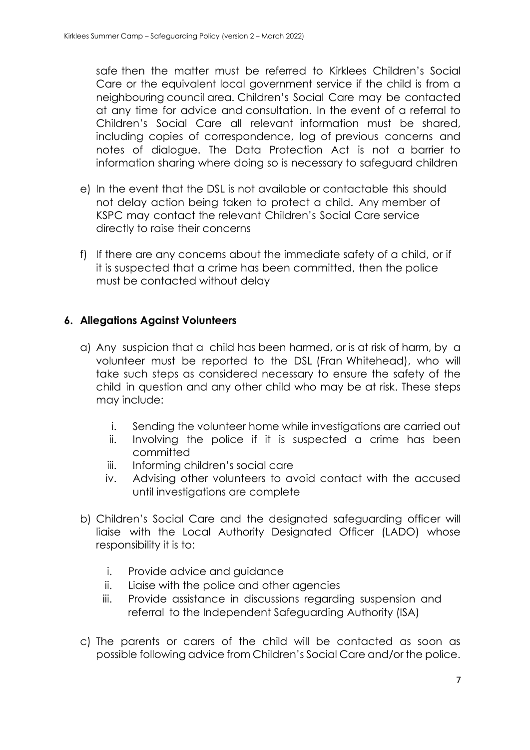safe then the matter must be referred to Kirklees Children's Social Care or the equivalent local government service if the child is from a neighbouring council area. Children's Social Care may be contacted at any time for advice and consultation. In the event of a referral to Children's Social Care all relevant information must be shared, including copies of correspondence, log of previous concerns and notes of dialogue. The Data Protection Act is not a barrier to information sharing where doing so is necessary to safeguard children

e) In the event that the DSL is not available or contactable this should not delay action being taken to protect a child. Any member of KSPC may contact the relevant Children's Social Care service directly to raise their concerns

f) If there are any concerns about the immediate safety of a child, or if it is suspected that a crime has been committed, then the police must be contacted without delay

## 6. Allegations Against Volunteers

a) Any suspicion that a child has been harmed, or is at risk of harm, by a volunteer must be reported to the DSL (Fran Whitehead), who will take such steps as considered necessary to ensure the safety of the child in question and any other child who may be at risk. These steps may include:

   i. Sending the volunteer home while investigations are carried out
   ii. Involving the police if it is suspected a crime has been committed
   iii. Informing children's social care
   iv. Advising other volunteers to avoid contact with the accused until investigations are complete

b) Children's Social Care and the designated safeguarding officer will liaise with the Local Authority Designated Officer (LADO) whose responsibility it is to:

   i. Provide advice and guidance
   ii. Liaise with the police and other agencies
   iii. Provide assistance in discussions regarding suspension and referral to the Independent Safeguarding Authority (ISA)

c) The parents or carers of the child will be contacted as soon as possible following advice from Children's Social Care and/or the police.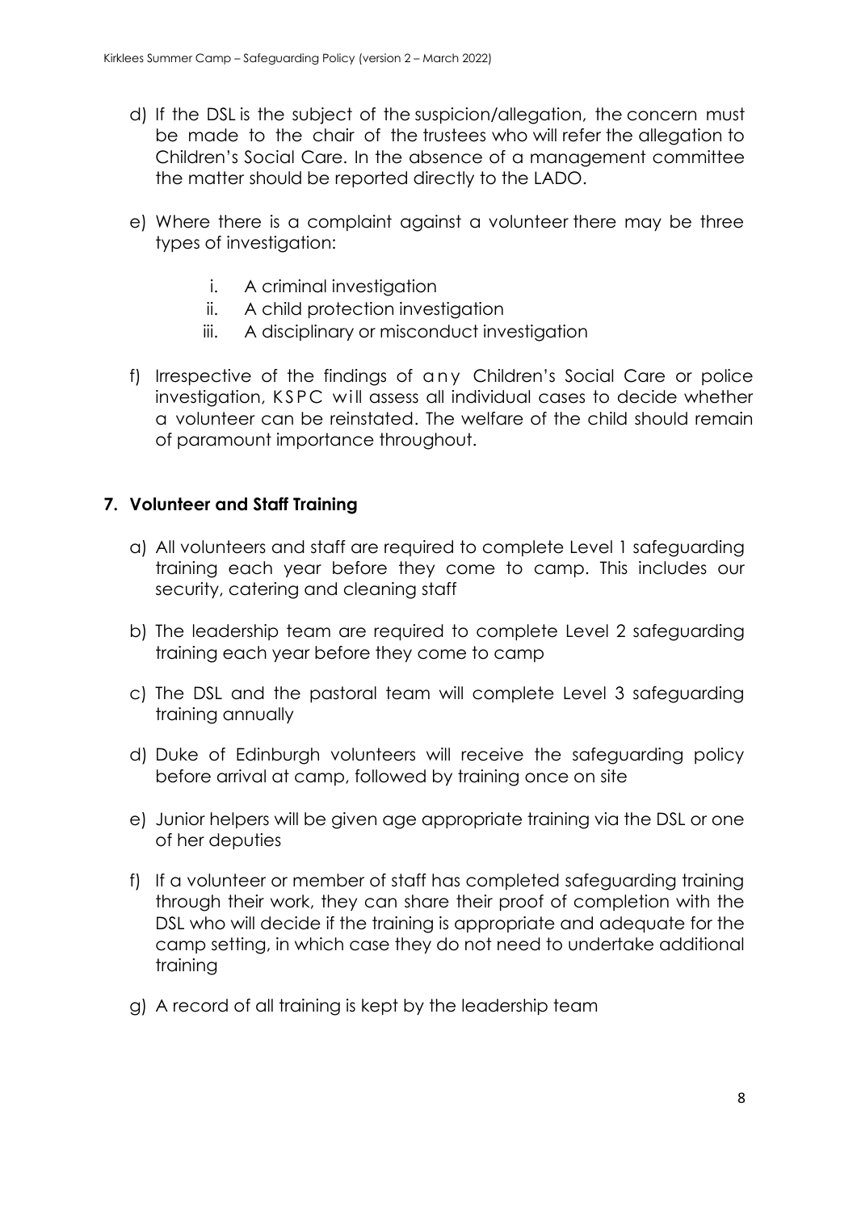d) If the DSL is the subject of the suspicion/allegation, the concern must be made to the chair of the trustees who will refer the allegation to Children's Social Care. In the absence of a management committee the matter should be reported directly to the LADO.

e) Where there is a complaint against a volunteer there may be three types of investigation:

   i. A criminal investigation
   ii. A child protection investigation
   iii. A disciplinary or misconduct investigation

f) Irrespective of the findings of any Children's Social Care or police investigation, KSPC will assess all individual cases to decide whether a volunteer can be reinstated. The welfare of the child should remain of paramount importance throughout.

## 7. Volunteer and Staff Training

a) All volunteers and staff are required to complete Level 1 safeguarding training each year before they come to camp. This includes our security, catering and cleaning staff

b) The leadership team are required to complete Level 2 safeguarding training each year before they come to camp

c) The DSL and the pastoral team will complete Level 3 safeguarding training annually

d) Duke of Edinburgh volunteers will receive the safeguarding policy before arrival at camp, followed by training once on site

e) Junior helpers will be given age appropriate training via the DSL or one of her deputies

f) If a volunteer or member of staff has completed safeguarding training through their work, they can share their proof of completion with the DSL who will decide if the training is appropriate and adequate for the camp setting, in which case they do not need to undertake additional training

g) A record of all training is kept by the leadership team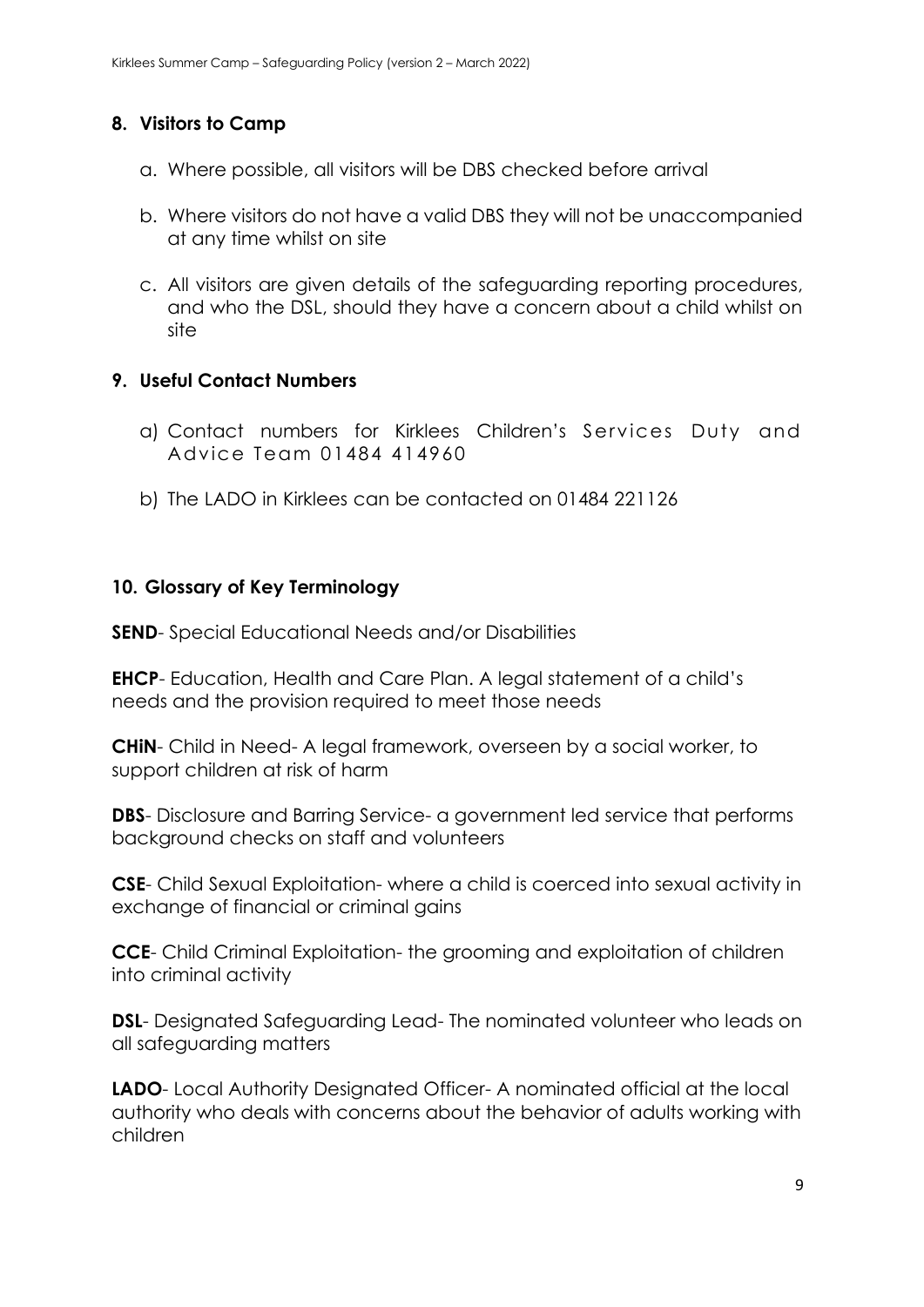## 8. Visitors to Camp

a. Where possible, all visitors will be DBS checked before arrival

b. Where visitors do not have a valid DBS they will not be unaccompanied at any time whilst on site

c. All visitors are given details of the safeguarding reporting procedures, and who the DSL, should they have a concern about a child whilst on site

## 9. Useful Contact Numbers

a) Contact numbers for Kirklees Children's Services Duty and Advice Team 01484 414960

b) The LADO in Kirklees can be contacted on 01484 221126

## 10. Glossary of Key Terminology

**SEND**- Special Educational Needs and/or Disabilities

**EHCP**- Education, Health and Care Plan. A legal statement of a child's needs and the provision required to meet those needs

**CHiN**- Child in Need- A legal framework, overseen by a social worker, to support children at risk of harm

**DBS**- Disclosure and Barring Service- a government led service that performs background checks on staff and volunteers

**CSE**- Child Sexual Exploitation- where a child is coerced into sexual activity in exchange of financial or criminal gains

**CCE**- Child Criminal Exploitation- the grooming and exploitation of children into criminal activity

**DSL**- Designated Safeguarding Lead- The nominated volunteer who leads on all safeguarding matters

**LADO**- Local Authority Designated Officer- A nominated official at the local authority who deals with concerns about the behavior of adults working with children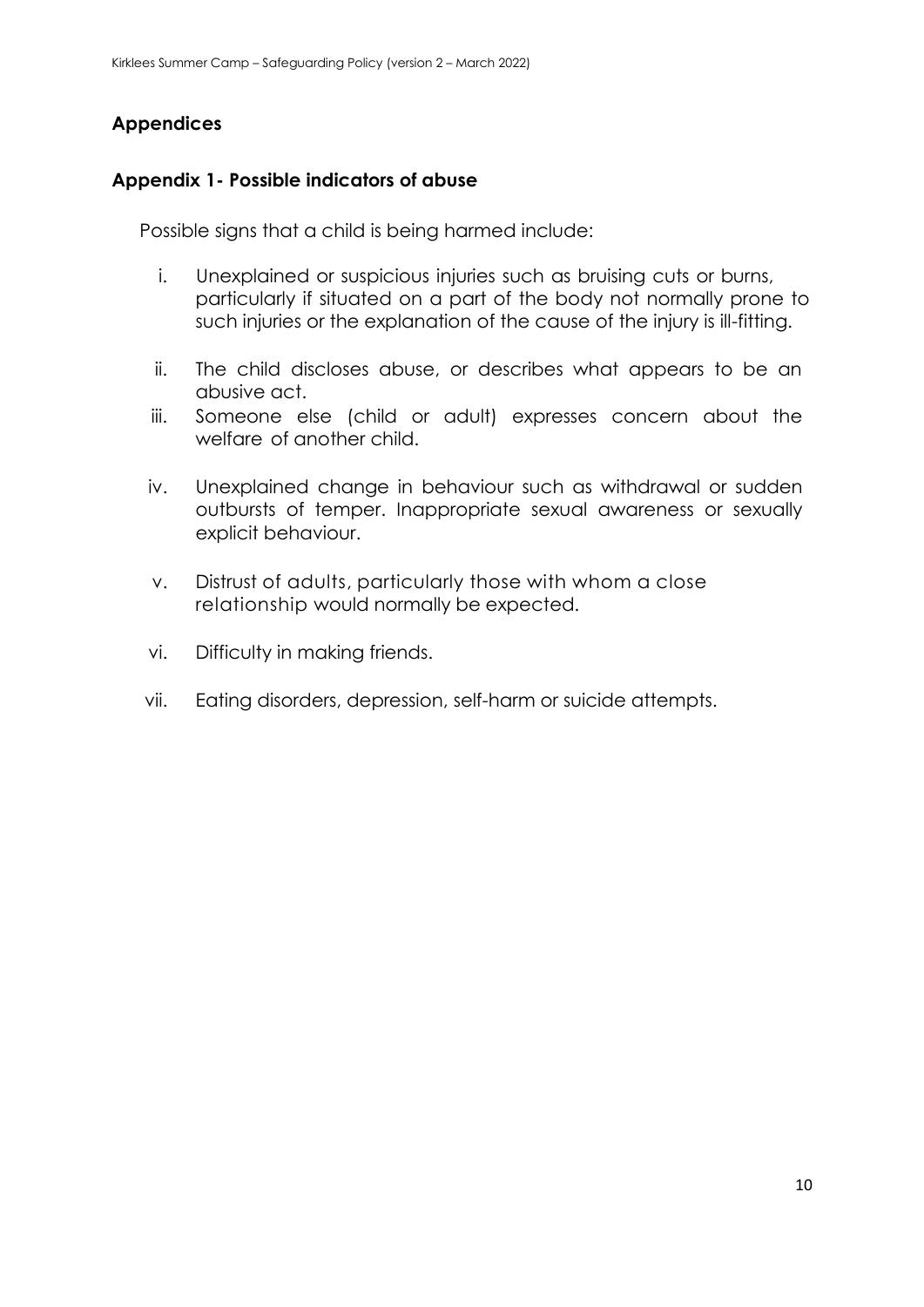## Appendices

### Appendix 1- Possible indicators of abuse

Possible signs that a child is being harmed include:

i. Unexplained or suspicious injuries such as bruising cuts or burns, particularly if situated on a part of the body not normally prone to such injuries or the explanation of the cause of the injury is ill-fitting.

ii. The child discloses abuse, or describes what appears to be an abusive act.

iii. Someone else (child or adult) expresses concern about the welfare of another child.

iv. Unexplained change in behaviour such as withdrawal or sudden outbursts of temper. Inappropriate sexual awareness or sexually explicit behaviour.

v. Distrust of adults, particularly those with whom a close relationship would normally be expected.

vi. Difficulty in making friends.

vii. Eating disorders, depression, self-harm or suicide attempts.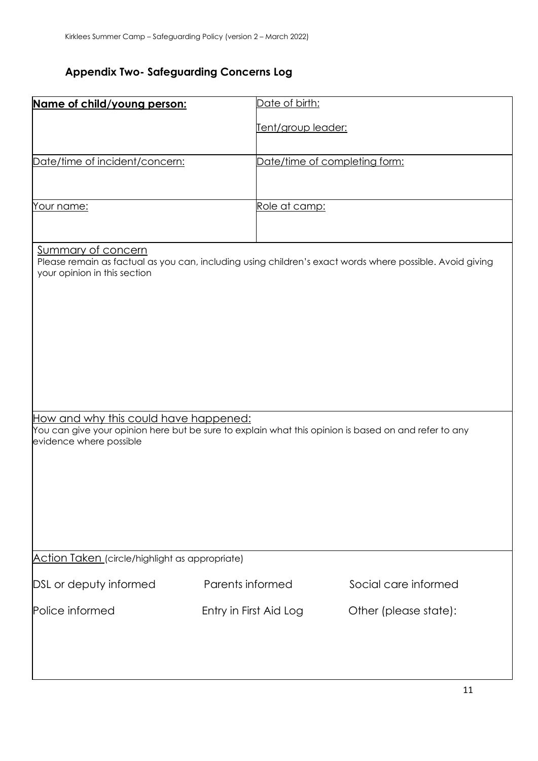## Appendix Two- Safeguarding Concerns Log

| **Name of child/young person:** | Date of birth:<br><br>Tent/group leader: |
|---|---|
| Date/time of incident/concern: | Date/time of completing form: |
| Your name: | Role at camp: |

**Summary of concern**

Please remain as factual as you can, including using children's exact words where possible. Avoid giving your opinion in this section

**How and why this could have happened:**

You can give your opinion here but be sure to explain what this opinion is based on and refer to any evidence where possible

**Action Taken** (circle/highlight as appropriate)

| | | |
|---|---|---|
| DSL or deputy informed | Parents informed | Social care informed |
| Police informed | Entry in First Aid Log | Other (please state): |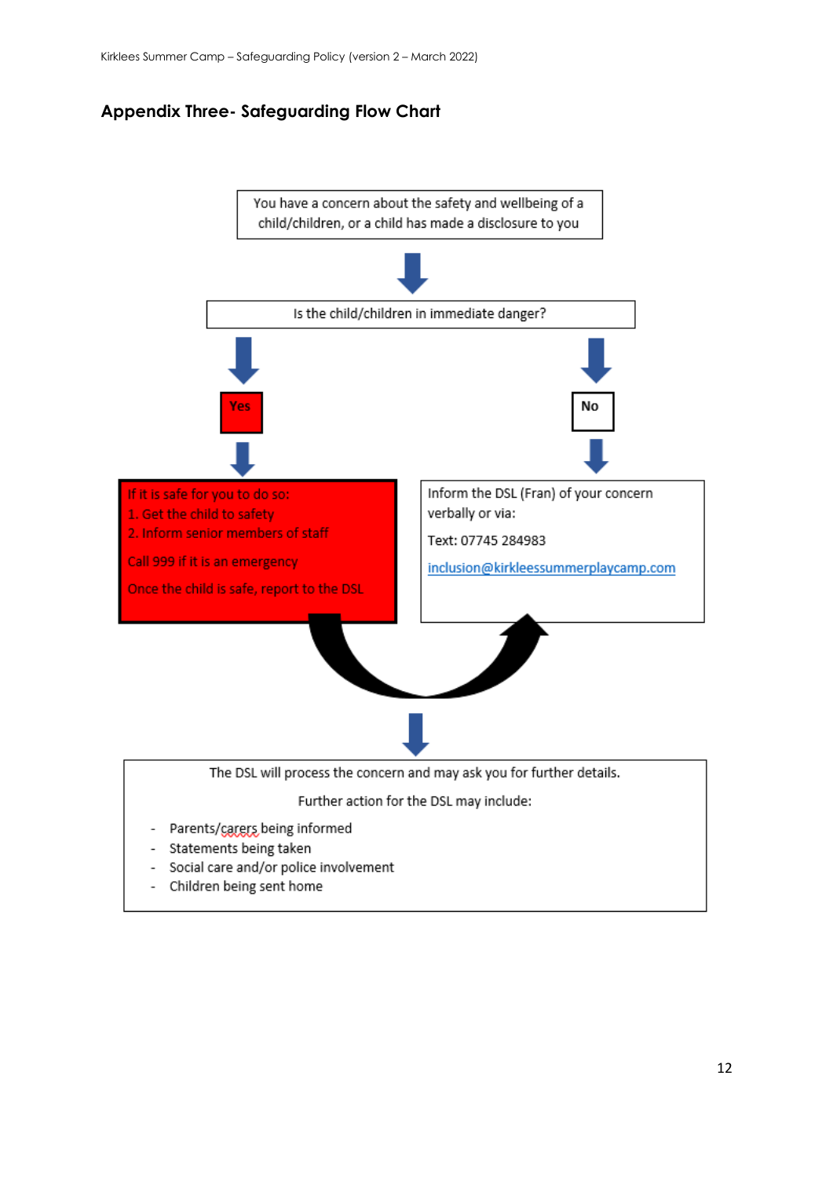## Appendix Three- Safeguarding Flow Chart

You have a concern about the safety and wellbeing of a child/children, or a child has made a disclosure to you

Is the child/children in immediate danger?

**Yes**

If it is safe for you to do so:
1. Get the child to safety
2. Inform senior members of staff

Call 999 if it is an emergency

Once the child is safe, report to the DSL

**No**

Inform the DSL (Fran) of your concern verbally or via:

Text: 07745 284983

inclusion@kirkleessummerplaycamp.com

The DSL will process the concern and may ask you for further details.

Further action for the DSL may include:

- Parents/carers being informed
- Statements being taken
- Social care and/or police involvement
- Children being sent home